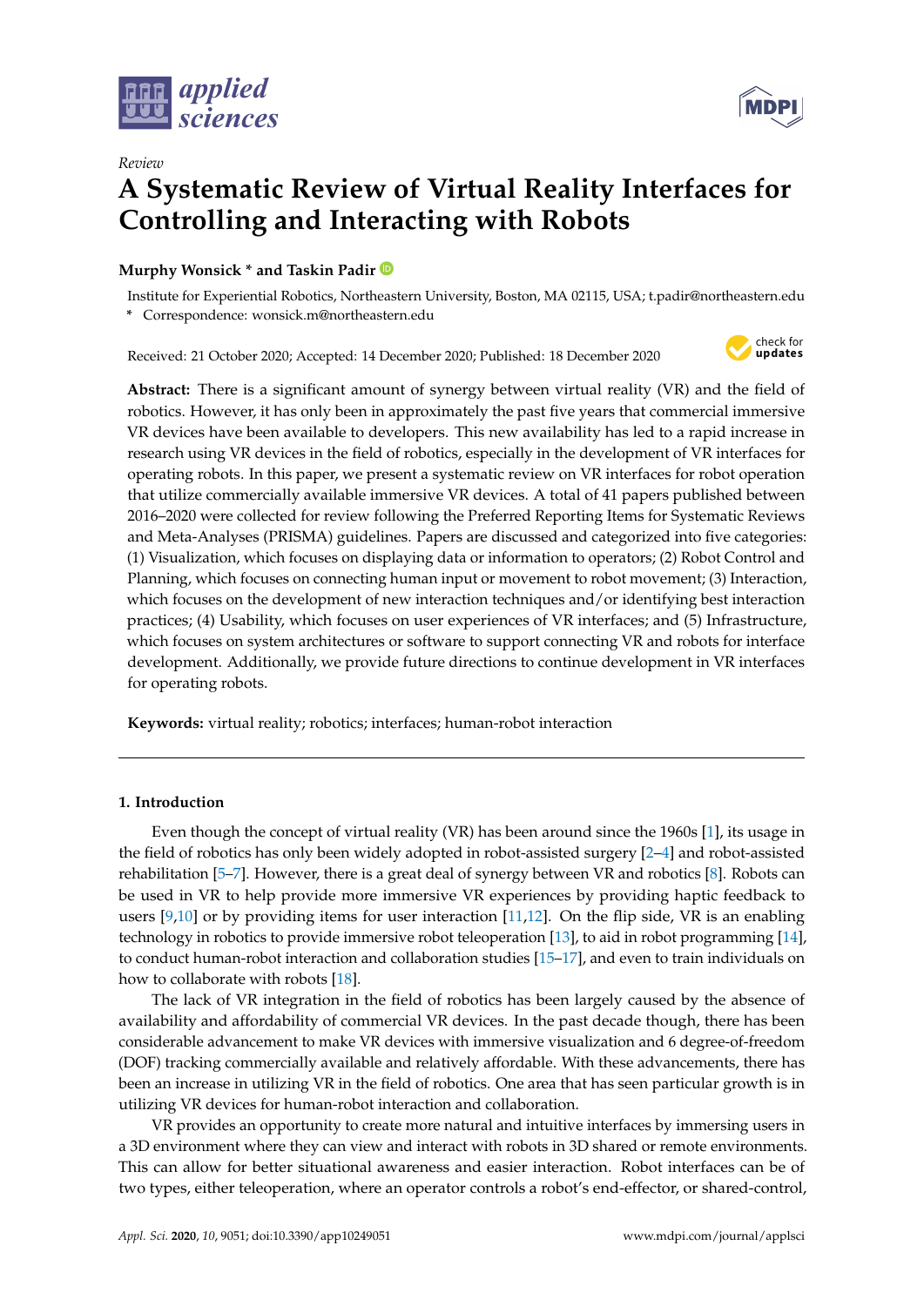*Review*

# A Systematic Review of Virtual Reality Interfaces for Controlling and Interacting with Robots

**Murphy Wonsick * and Taskin Padir**

Institute for Experiential Robotics, Northeastern University, Boston, MA 02115, USA; t.padir@northeastern.edu
* Correspondence: wonsick.m@northeastern.edu

Received: 21 October 2020; Accepted: 14 December 2020; Published: 18 December 2020

**Abstract:** There is a significant amount of synergy between virtual reality (VR) and the field of robotics. However, it has only been in approximately the past five years that commercial immersive VR devices have been available to developers. This new availability has led to a rapid increase in research using VR devices in the field of robotics, especially in the development of VR interfaces for operating robots. In this paper, we present a systematic review on VR interfaces for robot operation that utilize commercially available immersive VR devices. A total of 41 papers published between 2016–2020 were collected for review following the Preferred Reporting Items for Systematic Reviews and Meta-Analyses (PRISMA) guidelines. Papers are discussed and categorized into five categories: (1) Visualization, which focuses on displaying data or information to operators; (2) Robot Control and Planning, which focuses on connecting human input or movement to robot movement; (3) Interaction, which focuses on the development of new interaction techniques and/or identifying best interaction practices; (4) Usability, which focuses on user experiences of VR interfaces; and (5) Infrastructure, which focuses on system architectures or software to support connecting VR and robots for interface development. Additionally, we provide future directions to continue development in VR interfaces for operating robots.

**Keywords:** virtual reality; robotics; interfaces; human-robot interaction

## 1. Introduction

Even though the concept of virtual reality (VR) has been around since the 1960s [1], its usage in the field of robotics has only been widely adopted in robot-assisted surgery [2–4] and robot-assisted rehabilitation [5–7]. However, there is a great deal of synergy between VR and robotics [8]. Robots can be used in VR to help provide more immersive VR experiences by providing haptic feedback to users [9,10] or by providing items for user interaction [11,12]. On the flip side, VR is an enabling technology in robotics to provide immersive robot teleoperation [13], to aid in robot programming [14], to conduct human-robot interaction and collaboration studies [15–17], and even to train individuals on how to collaborate with robots [18].

The lack of VR integration in the field of robotics has been largely caused by the absence of availability and affordability of commercial VR devices. In the past decade though, there has been considerable advancement to make VR devices with immersive visualization and 6 degree-of-freedom (DOF) tracking commercially available and relatively affordable. With these advancements, there has been an increase in utilizing VR in the field of robotics. One area that has seen particular growth is in utilizing VR devices for human-robot interaction and collaboration.

VR provides an opportunity to create more natural and intuitive interfaces by immersing users in a 3D environment where they can view and interact with robots in 3D shared or remote environments. This can allow for better situational awareness and easier interaction. Robot interfaces can be of two types, either teleoperation, where an operator controls a robot's end-effector, or shared-control,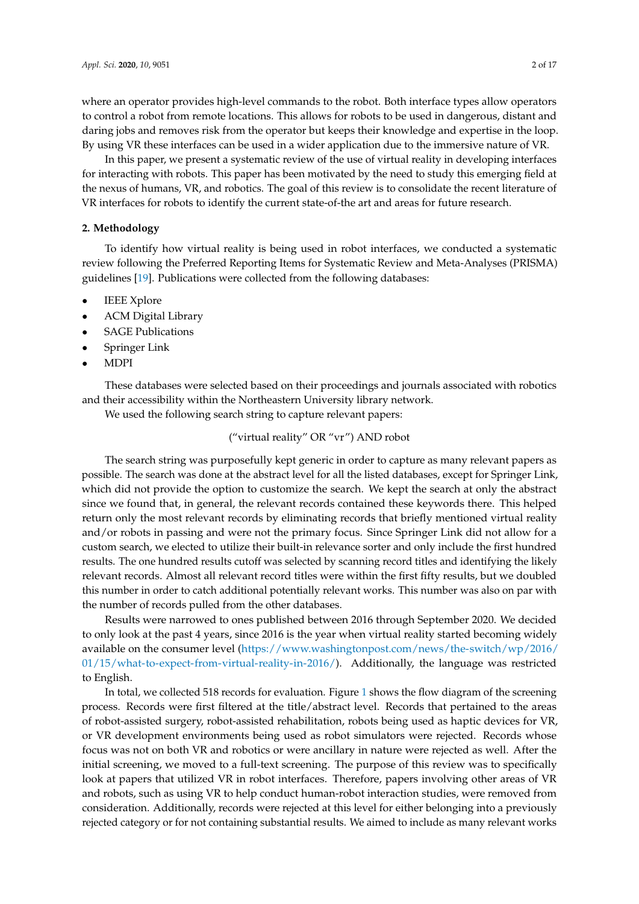where an operator provides high-level commands to the robot. Both interface types allow operators to control a robot from remote locations. This allows for robots to be used in dangerous, distant and daring jobs and removes risk from the operator but keeps their knowledge and expertise in the loop. By using VR these interfaces can be used in a wider application due to the immersive nature of VR.

In this paper, we present a systematic review of the use of virtual reality in developing interfaces for interacting with robots. This paper has been motivated by the need to study this emerging field at the nexus of humans, VR, and robotics. The goal of this review is to consolidate the recent literature of VR interfaces for robots to identify the current state-of-the art and areas for future research.

## 2. Methodology

To identify how virtual reality is being used in robot interfaces, we conducted a systematic review following the Preferred Reporting Items for Systematic Review and Meta-Analyses (PRISMA) guidelines [19]. Publications were collected from the following databases:

- IEEE Xplore
- ACM Digital Library
- SAGE Publications
- Springer Link
- MDPI

These databases were selected based on their proceedings and journals associated with robotics and their accessibility within the Northeastern University library network.

We used the following search string to capture relevant papers:

("virtual reality" OR "vr") AND robot

The search string was purposefully kept generic in order to capture as many relevant papers as possible. The search was done at the abstract level for all the listed databases, except for Springer Link, which did not provide the option to customize the search. We kept the search at only the abstract since we found that, in general, the relevant records contained these keywords there. This helped return only the most relevant records by eliminating records that briefly mentioned virtual reality and/or robots in passing and were not the primary focus. Since Springer Link did not allow for a custom search, we elected to utilize their built-in relevance sorter and only include the first hundred results. The one hundred results cutoff was selected by scanning record titles and identifying the likely relevant records. Almost all relevant record titles were within the first fifty results, but we doubled this number in order to catch additional potentially relevant works. This number was also on par with the number of records pulled from the other databases.

Results were narrowed to ones published between 2016 through September 2020. We decided to only look at the past 4 years, since 2016 is the year when virtual reality started becoming widely available on the consumer level (https://www.washingtonpost.com/news/the-switch/wp/2016/01/15/what-to-expect-from-virtual-reality-in-2016/). Additionally, the language was restricted to English.

In total, we collected 518 records for evaluation. Figure 1 shows the flow diagram of the screening process. Records were first filtered at the title/abstract level. Records that pertained to the areas of robot-assisted surgery, robot-assisted rehabilitation, robots being used as haptic devices for VR, or VR development environments being used as robot simulators were rejected. Records whose focus was not on both VR and robotics or were ancillary in nature were rejected as well. After the initial screening, we moved to a full-text screening. The purpose of this review was to specifically look at papers that utilized VR in robot interfaces. Therefore, papers involving other areas of VR and robots, such as using VR to help conduct human-robot interaction studies, were removed from consideration. Additionally, records were rejected at this level for either belonging into a previously rejected category or for not containing substantial results. We aimed to include as many relevant works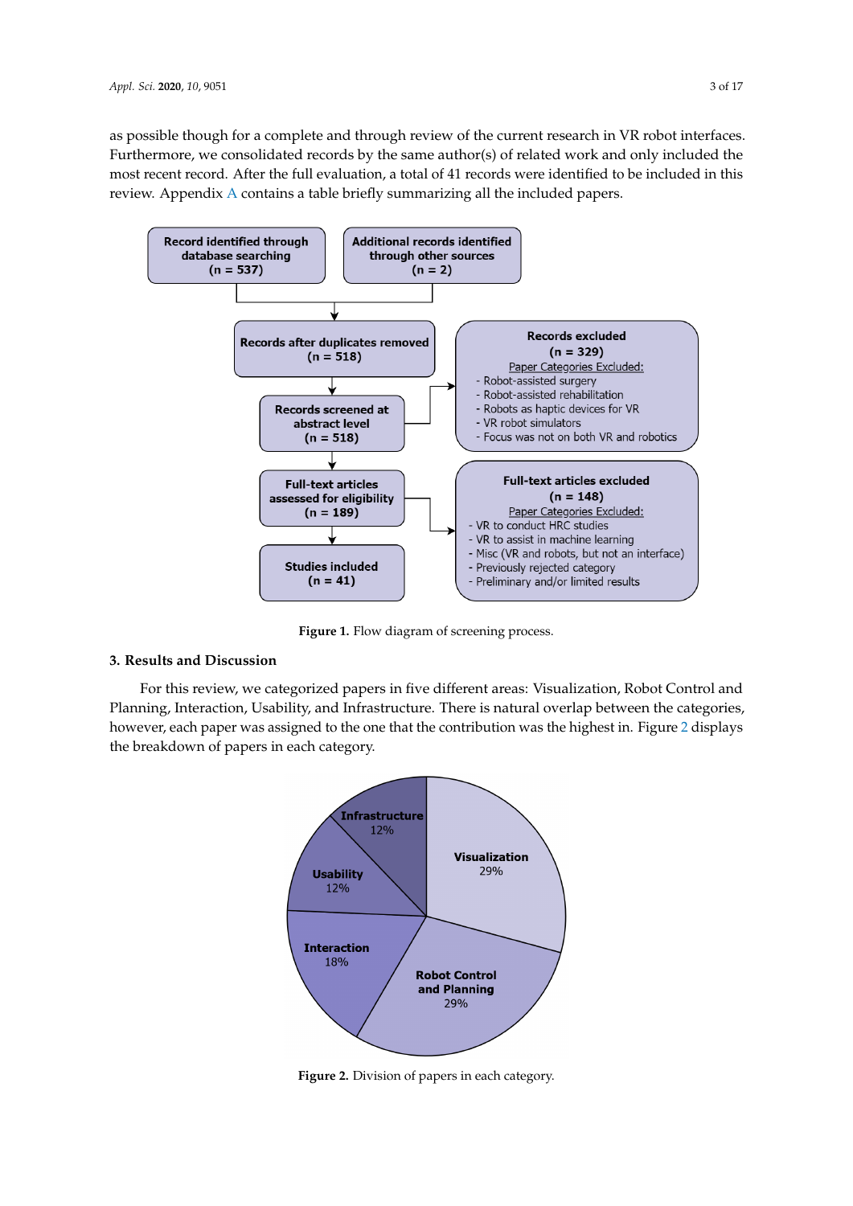as possible though for a complete and through review of the current research in VR robot interfaces. Furthermore, we consolidated records by the same author(s) of related work and only included the most recent record. After the full evaluation, a total of 41 records were identified to be included in this review. Appendix A contains a table briefly summarizing all the included papers.

Record identified through database searching (n = 537)

Additional records identified through other sources (n = 2)

Records after duplicates removed (n = 518)

Records screened at abstract level (n = 518)

Full-text articles assessed for eligibility (n = 189)

Studies included (n = 41)

Records excluded (n = 329)
Paper Categories Excluded:
- Robot-assisted surgery
- Robot-assisted rehabilitation
- Robots as haptic devices for VR
- VR robot simulators
- Focus was not on both VR and robotics

Full-text articles excluded (n = 148)
Paper Categories Excluded:
- VR to conduct HRC studies
- VR to assist in machine learning
- Misc (VR and robots, but not an interface)
- Previously rejected category
- Preliminary and/or limited results

**Figure 1.** Flow diagram of screening process.

## 3. Results and Discussion

For this review, we categorized papers in five different areas: Visualization, Robot Control and Planning, Interaction, Usability, and Infrastructure. There is natural overlap between the categories, however, each paper was assigned to the one that the contribution was the highest in. Figure 2 displays the breakdown of papers in each category.

Infrastructure 12%

Visualization 29%

Usability 12%

Interaction 18%

Robot Control and Planning 29%

**Figure 2.** Division of papers in each category.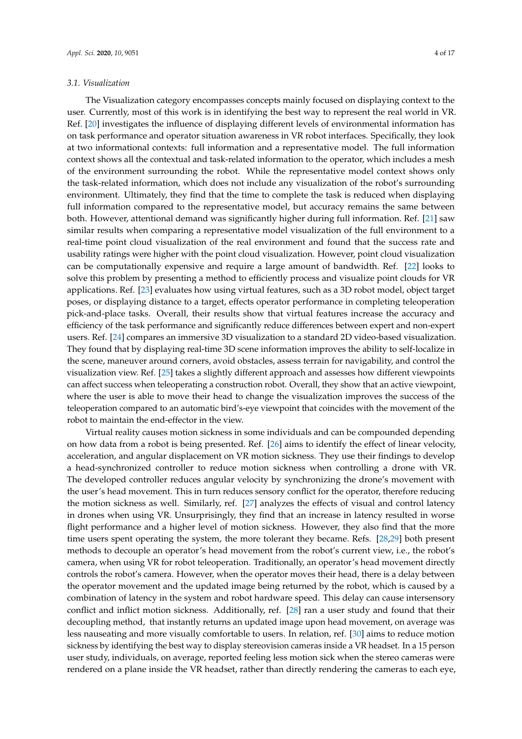### 3.1. Visualization

The Visualization category encompasses concepts mainly focused on displaying context to the user. Currently, most of this work is in identifying the best way to represent the real world in VR. Ref. [20] investigates the influence of displaying different levels of environmental information has on task performance and operator situation awareness in VR robot interfaces. Specifically, they look at two informational contexts: full information and a representative model. The full information context shows all the contextual and task-related information to the operator, which includes a mesh of the environment surrounding the robot. While the representative model context shows only the task-related information, which does not include any visualization of the robot's surrounding environment. Ultimately, they find that the time to complete the task is reduced when displaying full information compared to the representative model, but accuracy remains the same between both. However, attentional demand was significantly higher during full information. Ref. [21] saw similar results when comparing a representative model visualization of the full environment to a real-time point cloud visualization of the real environment and found that the success rate and usability ratings were higher with the point cloud visualization. However, point cloud visualization can be computationally expensive and require a large amount of bandwidth. Ref. [22] looks to solve this problem by presenting a method to efficiently process and visualize point clouds for VR applications. Ref. [23] evaluates how using virtual features, such as a 3D robot model, object target poses, or displaying distance to a target, effects operator performance in completing teleoperation pick-and-place tasks. Overall, their results show that virtual features increase the accuracy and efficiency of the task performance and significantly reduce differences between expert and non-expert users. Ref. [24] compares an immersive 3D visualization to a standard 2D video-based visualization. They found that by displaying real-time 3D scene information improves the ability to self-localize in the scene, maneuver around corners, avoid obstacles, assess terrain for navigability, and control the visualization view. Ref. [25] takes a slightly different approach and assesses how different viewpoints can affect success when teleoperating a construction robot. Overall, they show that an active viewpoint, where the user is able to move their head to change the visualization improves the success of the teleoperation compared to an automatic bird's-eye viewpoint that coincides with the movement of the robot to maintain the end-effector in the view.

Virtual reality causes motion sickness in some individuals and can be compounded depending on how data from a robot is being presented. Ref. [26] aims to identify the effect of linear velocity, acceleration, and angular displacement on VR motion sickness. They use their findings to develop a head-synchronized controller to reduce motion sickness when controlling a drone with VR. The developed controller reduces angular velocity by synchronizing the drone's movement with the user's head movement. This in turn reduces sensory conflict for the operator, therefore reducing the motion sickness as well. Similarly, ref. [27] analyzes the effects of visual and control latency in drones when using VR. Unsurprisingly, they find that an increase in latency resulted in worse flight performance and a higher level of motion sickness. However, they also find that the more time users spent operating the system, the more tolerant they became. Refs. [28,29] both present methods to decouple an operator's head movement from the robot's current view, i.e., the robot's camera, when using VR for robot teleoperation. Traditionally, an operator's head movement directly controls the robot's camera. However, when the operator moves their head, there is a delay between the operator movement and the updated image being returned by the robot, which is caused by a combination of latency in the system and robot hardware speed. This delay can cause intersensory conflict and inflict motion sickness. Additionally, ref. [28] ran a user study and found that their decoupling method, that instantly returns an updated image upon head movement, on average was less nauseating and more visually comfortable to users. In relation, ref. [30] aims to reduce motion sickness by identifying the best way to display stereovision cameras inside a VR headset. In a 15 person user study, individuals, on average, reported feeling less motion sick when the stereo cameras were rendered on a plane inside the VR headset, rather than directly rendering the cameras to each eye,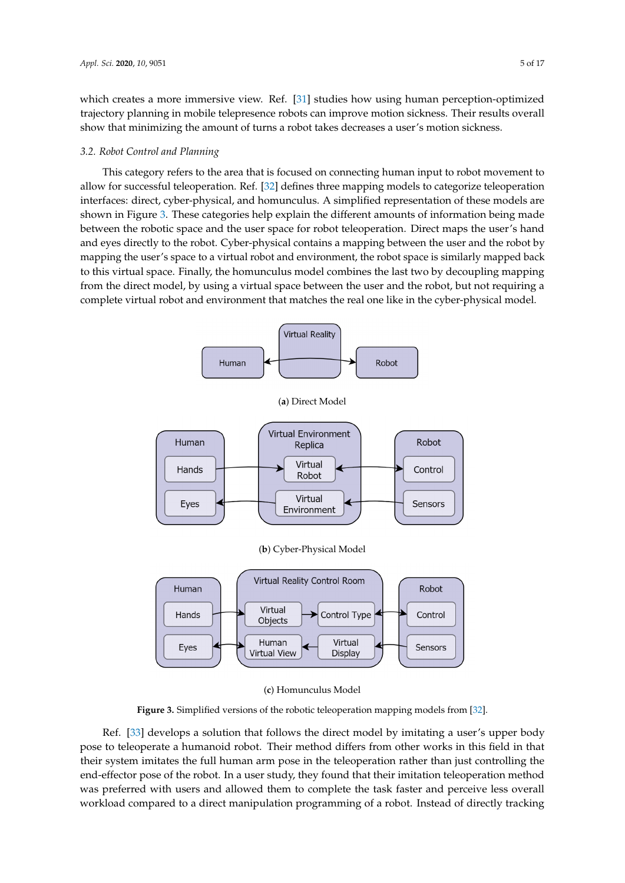which creates a more immersive view. Ref. [31] studies how using human perception-optimized trajectory planning in mobile telepresence robots can improve motion sickness. Their results overall show that minimizing the amount of turns a robot takes decreases a user's motion sickness.

### 3.2. Robot Control and Planning

This category refers to the area that is focused on connecting human input to robot movement to allow for successful teleoperation. Ref. [32] defines three mapping models to categorize teleoperation interfaces: direct, cyber-physical, and homunculus. A simplified representation of these models are shown in Figure 3. These categories help explain the different amounts of information being made between the robotic space and the user space for robot teleoperation. Direct maps the user's hand and eyes directly to the robot. Cyber-physical contains a mapping between the user and the robot by mapping the user's space to a virtual robot and environment, the robot space is similarly mapped back to this virtual space. Finally, the homunculus model combines the last two by decoupling mapping from the direct model, by using a virtual space between the user and the robot, but not requiring a complete virtual robot and environment that matches the real one like in the cyber-physical model.

Virtual Reality
Human
Robot

(**a**) Direct Model

Human
Hands
Eyes
Virtual Environment Replica
Virtual Robot
Virtual Environment
Robot
Control
Sensors

(**b**) Cyber-Physical Model

Human
Hands
Eyes
Virtual Reality Control Room
Virtual Objects
Control Type
Human Virtual View
Virtual Display
Robot
Control
Sensors

(**c**) Homunculus Model

**Figure 3.** Simplified versions of the robotic teleoperation mapping models from [32].

Ref. [33] develops a solution that follows the direct model by imitating a user's upper body pose to teleoperate a humanoid robot. Their method differs from other works in this field in that their system imitates the full human arm pose in the teleoperation rather than just controlling the end-effector pose of the robot. In a user study, they found that their imitation teleoperation method was preferred with users and allowed them to complete the task faster and perceive less overall workload compared to a direct manipulation programming of a robot. Instead of directly tracking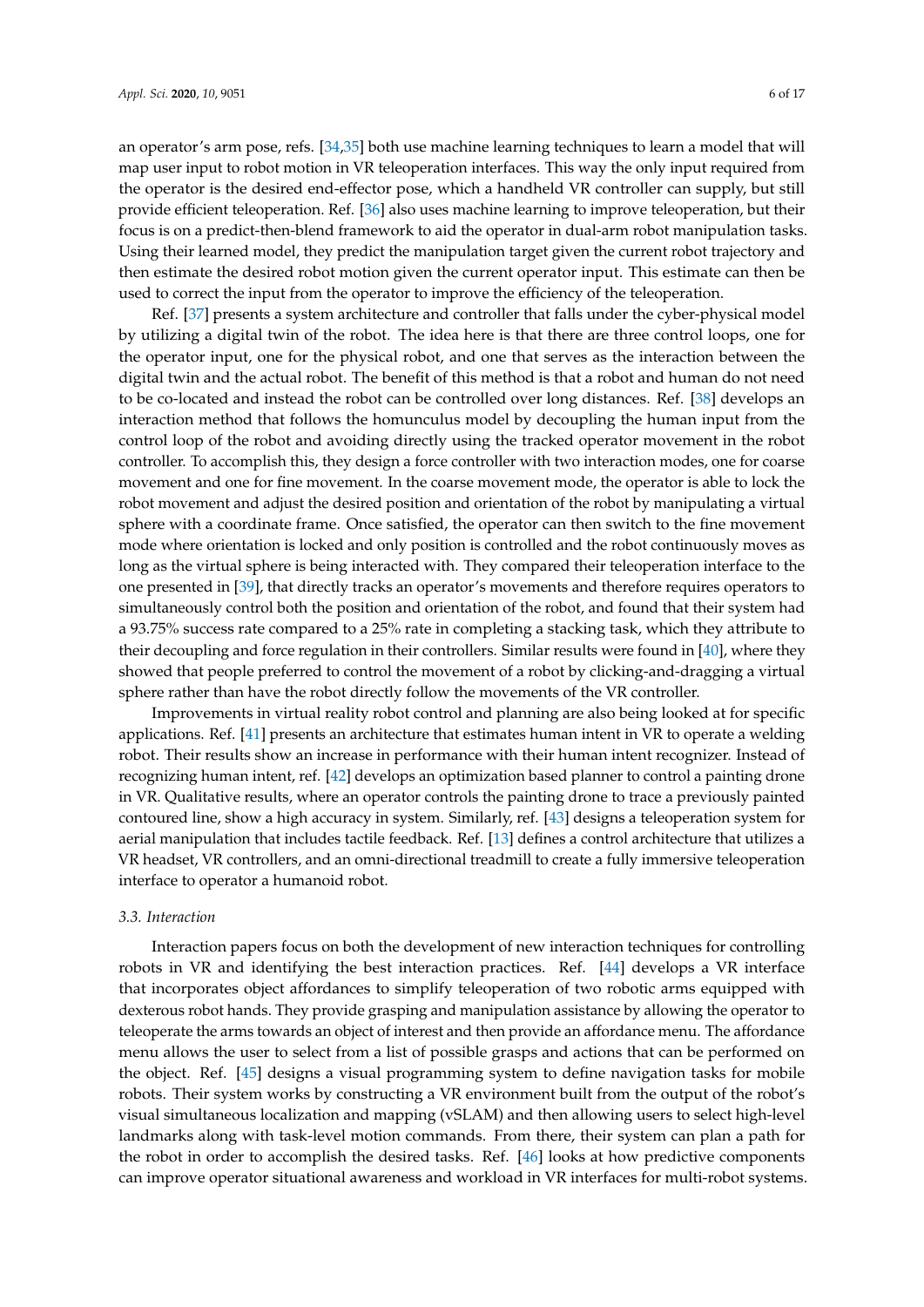an operator's arm pose, refs. [34,35] both use machine learning techniques to learn a model that will map user input to robot motion in VR teleoperation interfaces. This way the only input required from the operator is the desired end-effector pose, which a handheld VR controller can supply, but still provide efficient teleoperation. Ref. [36] also uses machine learning to improve teleoperation, but their focus is on a predict-then-blend framework to aid the operator in dual-arm robot manipulation tasks. Using their learned model, they predict the manipulation target given the current robot trajectory and then estimate the desired robot motion given the current operator input. This estimate can then be used to correct the input from the operator to improve the efficiency of the teleoperation.

Ref. [37] presents a system architecture and controller that falls under the cyber-physical model by utilizing a digital twin of the robot. The idea here is that there are three control loops, one for the operator input, one for the physical robot, and one that serves as the interaction between the digital twin and the actual robot. The benefit of this method is that a robot and human do not need to be co-located and instead the robot can be controlled over long distances. Ref. [38] develops an interaction method that follows the homunculus model by decoupling the human input from the control loop of the robot and avoiding directly using the tracked operator movement in the robot controller. To accomplish this, they design a force controller with two interaction modes, one for coarse movement and one for fine movement. In the coarse movement mode, the operator is able to lock the robot movement and adjust the desired position and orientation of the robot by manipulating a virtual sphere with a coordinate frame. Once satisfied, the operator can then switch to the fine movement mode where orientation is locked and only position is controlled and the robot continuously moves as long as the virtual sphere is being interacted with. They compared their teleoperation interface to the one presented in [39], that directly tracks an operator's movements and therefore requires operators to simultaneously control both the position and orientation of the robot, and found that their system had a 93.75% success rate compared to a 25% rate in completing a stacking task, which they attribute to their decoupling and force regulation in their controllers. Similar results were found in [40], where they showed that people preferred to control the movement of a robot by clicking-and-dragging a virtual sphere rather than have the robot directly follow the movements of the VR controller.

Improvements in virtual reality robot control and planning are also being looked at for specific applications. Ref. [41] presents an architecture that estimates human intent in VR to operate a welding robot. Their results show an increase in performance with their human intent recognizer. Instead of recognizing human intent, ref. [42] develops an optimization based planner to control a painting drone in VR. Qualitative results, where an operator controls the painting drone to trace a previously painted contoured line, show a high accuracy in system. Similarly, ref. [43] designs a teleoperation system for aerial manipulation that includes tactile feedback. Ref. [13] defines a control architecture that utilizes a VR headset, VR controllers, and an omni-directional treadmill to create a fully immersive teleoperation interface to operator a humanoid robot.

### *3.3. Interaction*

Interaction papers focus on both the development of new interaction techniques for controlling robots in VR and identifying the best interaction practices. Ref. [44] develops a VR interface that incorporates object affordances to simplify teleoperation of two robotic arms equipped with dexterous robot hands. They provide grasping and manipulation assistance by allowing the operator to teleoperate the arms towards an object of interest and then provide an affordance menu. The affordance menu allows the user to select from a list of possible grasps and actions that can be performed on the object. Ref. [45] designs a visual programming system to define navigation tasks for mobile robots. Their system works by constructing a VR environment built from the output of the robot's visual simultaneous localization and mapping (vSLAM) and then allowing users to select high-level landmarks along with task-level motion commands. From there, their system can plan a path for the robot in order to accomplish the desired tasks. Ref. [46] looks at how predictive components can improve operator situational awareness and workload in VR interfaces for multi-robot systems.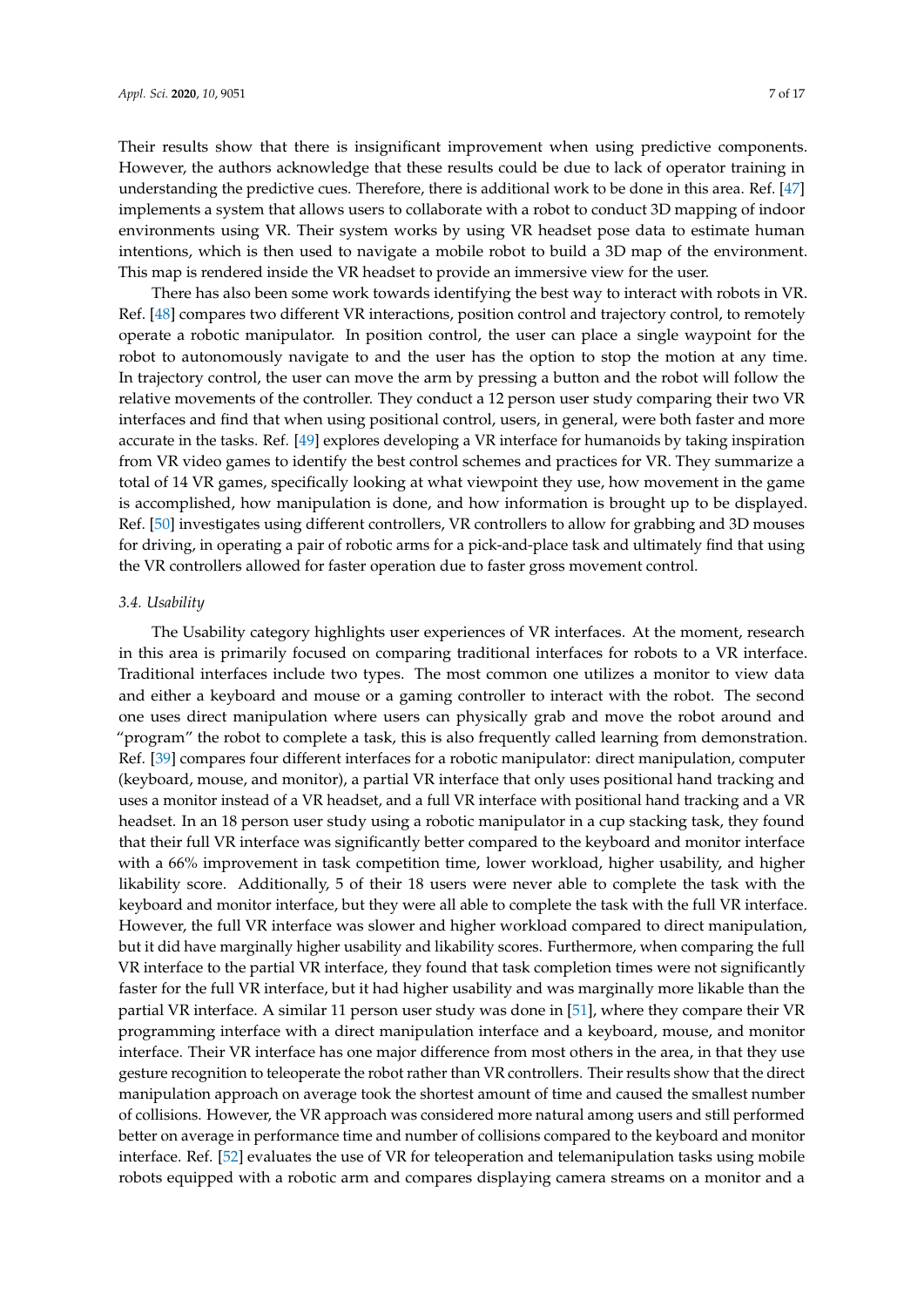Their results show that there is insignificant improvement when using predictive components. However, the authors acknowledge that these results could be due to lack of operator training in understanding the predictive cues. Therefore, there is additional work to be done in this area. Ref. [47] implements a system that allows users to collaborate with a robot to conduct 3D mapping of indoor environments using VR. Their system works by using VR headset pose data to estimate human intentions, which is then used to navigate a mobile robot to build a 3D map of the environment. This map is rendered inside the VR headset to provide an immersive view for the user.

There has also been some work towards identifying the best way to interact with robots in VR. Ref. [48] compares two different VR interactions, position control and trajectory control, to remotely operate a robotic manipulator. In position control, the user can place a single waypoint for the robot to autonomously navigate to and the user has the option to stop the motion at any time. In trajectory control, the user can move the arm by pressing a button and the robot will follow the relative movements of the controller. They conduct a 12 person user study comparing their two VR interfaces and find that when using positional control, users, in general, were both faster and more accurate in the tasks. Ref. [49] explores developing a VR interface for humanoids by taking inspiration from VR video games to identify the best control schemes and practices for VR. They summarize a total of 14 VR games, specifically looking at what viewpoint they use, how movement in the game is accomplished, how manipulation is done, and how information is brought up to be displayed. Ref. [50] investigates using different controllers, VR controllers to allow for grabbing and 3D mouses for driving, in operating a pair of robotic arms for a pick-and-place task and ultimately find that using the VR controllers allowed for faster operation due to faster gross movement control.

### *3.4. Usability*

The Usability category highlights user experiences of VR interfaces. At the moment, research in this area is primarily focused on comparing traditional interfaces for robots to a VR interface. Traditional interfaces include two types. The most common one utilizes a monitor to view data and either a keyboard and mouse or a gaming controller to interact with the robot. The second one uses direct manipulation where users can physically grab and move the robot around and "program" the robot to complete a task, this is also frequently called learning from demonstration. Ref. [39] compares four different interfaces for a robotic manipulator: direct manipulation, computer (keyboard, mouse, and monitor), a partial VR interface that only uses positional hand tracking and uses a monitor instead of a VR headset, and a full VR interface with positional hand tracking and a VR headset. In an 18 person user study using a robotic manipulator in a cup stacking task, they found that their full VR interface was significantly better compared to the keyboard and monitor interface with a 66% improvement in task competition time, lower workload, higher usability, and higher likability score. Additionally, 5 of their 18 users were never able to complete the task with the keyboard and monitor interface, but they were all able to complete the task with the full VR interface. However, the full VR interface was slower and higher workload compared to direct manipulation, but it did have marginally higher usability and likability scores. Furthermore, when comparing the full VR interface to the partial VR interface, they found that task completion times were not significantly faster for the full VR interface, but it had higher usability and was marginally more likable than the partial VR interface. A similar 11 person user study was done in [51], where they compare their VR programming interface with a direct manipulation interface and a keyboard, mouse, and monitor interface. Their VR interface has one major difference from most others in the area, in that they use gesture recognition to teleoperate the robot rather than VR controllers. Their results show that the direct manipulation approach on average took the shortest amount of time and caused the smallest number of collisions. However, the VR approach was considered more natural among users and still performed better on average in performance time and number of collisions compared to the keyboard and monitor interface. Ref. [52] evaluates the use of VR for teleoperation and telemanipulation tasks using mobile robots equipped with a robotic arm and compares displaying camera streams on a monitor and a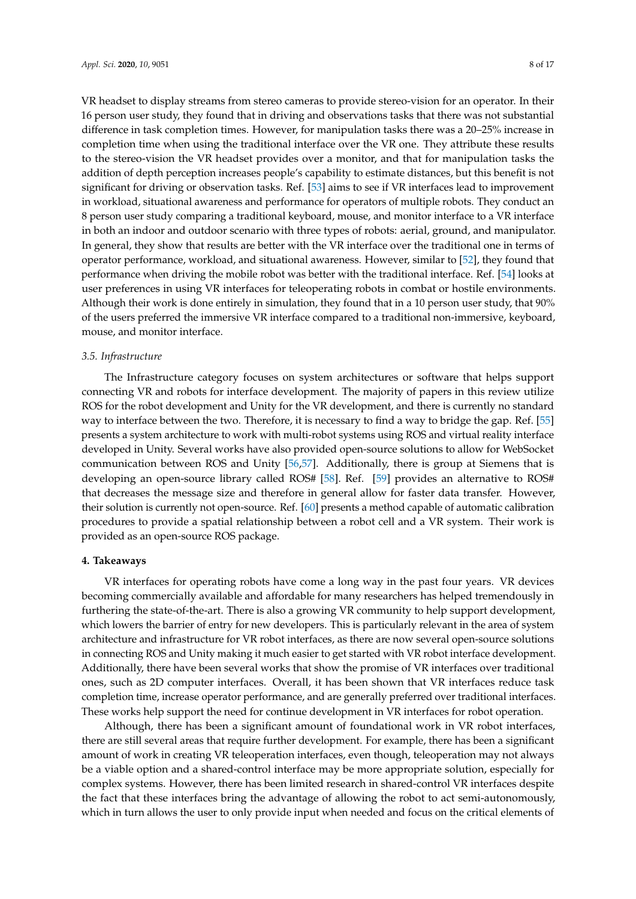VR headset to display streams from stereo cameras to provide stereo-vision for an operator. In their 16 person user study, they found that in driving and observations tasks that there was not substantial difference in task completion times. However, for manipulation tasks there was a 20–25% increase in completion time when using the traditional interface over the VR one. They attribute these results to the stereo-vision the VR headset provides over a monitor, and that for manipulation tasks the addition of depth perception increases people's capability to estimate distances, but this benefit is not significant for driving or observation tasks. Ref. [53] aims to see if VR interfaces lead to improvement in workload, situational awareness and performance for operators of multiple robots. They conduct an 8 person user study comparing a traditional keyboard, mouse, and monitor interface to a VR interface in both an indoor and outdoor scenario with three types of robots: aerial, ground, and manipulator. In general, they show that results are better with the VR interface over the traditional one in terms of operator performance, workload, and situational awareness. However, similar to [52], they found that performance when driving the mobile robot was better with the traditional interface. Ref. [54] looks at user preferences in using VR interfaces for teleoperating robots in combat or hostile environments. Although their work is done entirely in simulation, they found that in a 10 person user study, that 90% of the users preferred the immersive VR interface compared to a traditional non-immersive, keyboard, mouse, and monitor interface.

### *3.5. Infrastructure*

The Infrastructure category focuses on system architectures or software that helps support connecting VR and robots for interface development. The majority of papers in this review utilize ROS for the robot development and Unity for the VR development, and there is currently no standard way to interface between the two. Therefore, it is necessary to find a way to bridge the gap. Ref. [55] presents a system architecture to work with multi-robot systems using ROS and virtual reality interface developed in Unity. Several works have also provided open-source solutions to allow for WebSocket communication between ROS and Unity [56,57]. Additionally, there is group at Siemens that is developing an open-source library called ROS# [58]. Ref. [59] provides an alternative to ROS# that decreases the message size and therefore in general allow for faster data transfer. However, their solution is currently not open-source. Ref. [60] presents a method capable of automatic calibration procedures to provide a spatial relationship between a robot cell and a VR system. Their work is provided as an open-source ROS package.

## **4. Takeaways**

VR interfaces for operating robots have come a long way in the past four years. VR devices becoming commercially available and affordable for many researchers has helped tremendously in furthering the state-of-the-art. There is also a growing VR community to help support development, which lowers the barrier of entry for new developers. This is particularly relevant in the area of system architecture and infrastructure for VR robot interfaces, as there are now several open-source solutions in connecting ROS and Unity making it much easier to get started with VR robot interface development. Additionally, there have been several works that show the promise of VR interfaces over traditional ones, such as 2D computer interfaces. Overall, it has been shown that VR interfaces reduce task completion time, increase operator performance, and are generally preferred over traditional interfaces. These works help support the need for continue development in VR interfaces for robot operation.

Although, there has been a significant amount of foundational work in VR robot interfaces, there are still several areas that require further development. For example, there has been a significant amount of work in creating VR teleoperation interfaces, even though, teleoperation may not always be a viable option and a shared-control interface may be more appropriate solution, especially for complex systems. However, there has been limited research in shared-control VR interfaces despite the fact that these interfaces bring the advantage of allowing the robot to act semi-autonomously, which in turn allows the user to only provide input when needed and focus on the critical elements of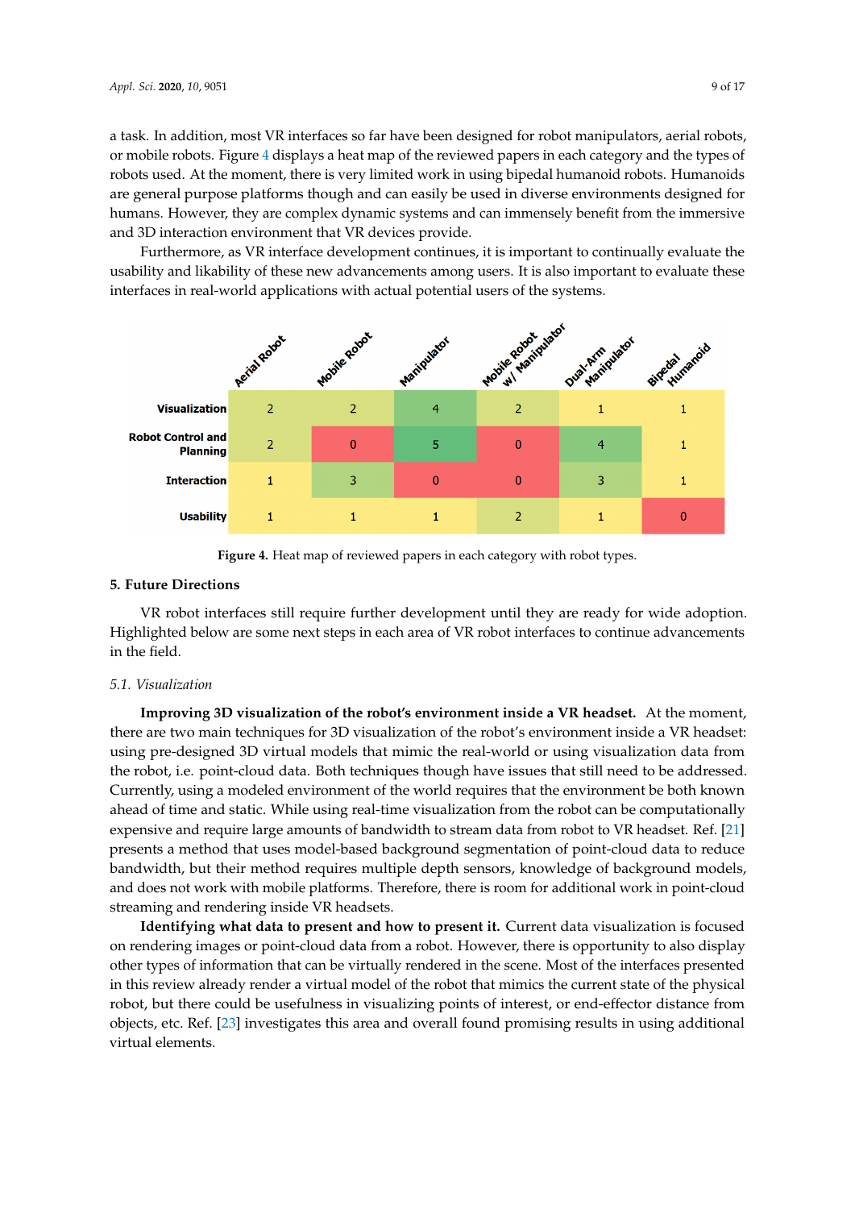a task. In addition, most VR interfaces so far have been designed for robot manipulators, aerial robots, or mobile robots. Figure 4 displays a heat map of the reviewed papers in each category and the types of robots used. At the moment, there is very limited work in using bipedal humanoid robots. Humanoids are general purpose platforms though and can easily be used in diverse environments designed for humans. However, they are complex dynamic systems and can immensely benefit from the immersive and 3D interaction environment that VR devices provide.

Furthermore, as VR interface development continues, it is important to continually evaluate the usability and likability of these new advancements among users. It is also important to evaluate these interfaces in real-world applications with actual potential users of the systems.

Aerial Robot, Mobile Robot, Manipulator, Mobile Robot w/ Manipulator, Dual-Arm Manipulator, Bipedal Humanoid

Visualization 2 2 4 2 1 1

Robot Control and Planning 2 0 5 0 4 1

Interaction 1 3 0 0 3 1

Usability 1 1 1 2 1 0

**Figure 4.** Heat map of reviewed papers in each category with robot types.

## 5. Future Directions

VR robot interfaces still require further development until they are ready for wide adoption. Highlighted below are some next steps in each area of VR robot interfaces to continue advancements in the field.

### *5.1. Visualization*

**Improving 3D visualization of the robot's environment inside a VR headset.** At the moment, there are two main techniques for 3D visualization of the robot's environment inside a VR headset: using pre-designed 3D virtual models that mimic the real-world or using visualization data from the robot, i.e. point-cloud data. Both techniques though have issues that still need to be addressed. Currently, using a modeled environment of the world requires that the environment be both known ahead of time and static. While using real-time visualization from the robot can be computationally expensive and require large amounts of bandwidth to stream data from robot to VR headset. Ref. [21] presents a method that uses model-based background segmentation of point-cloud data to reduce bandwidth, but their method requires multiple depth sensors, knowledge of background models, and does not work with mobile platforms. Therefore, there is room for additional work in point-cloud streaming and rendering inside VR headsets.

**Identifying what data to present and how to present it.** Current data visualization is focused on rendering images or point-cloud data from a robot. However, there is opportunity to also display other types of information that can be virtually rendered in the scene. Most of the interfaces presented in this review already render a virtual model of the robot that mimics the current state of the physical robot, but there could be usefulness in visualizing points of interest, or end-effector distance from objects, etc. Ref. [23] investigates this area and overall found promising results in using additional virtual elements.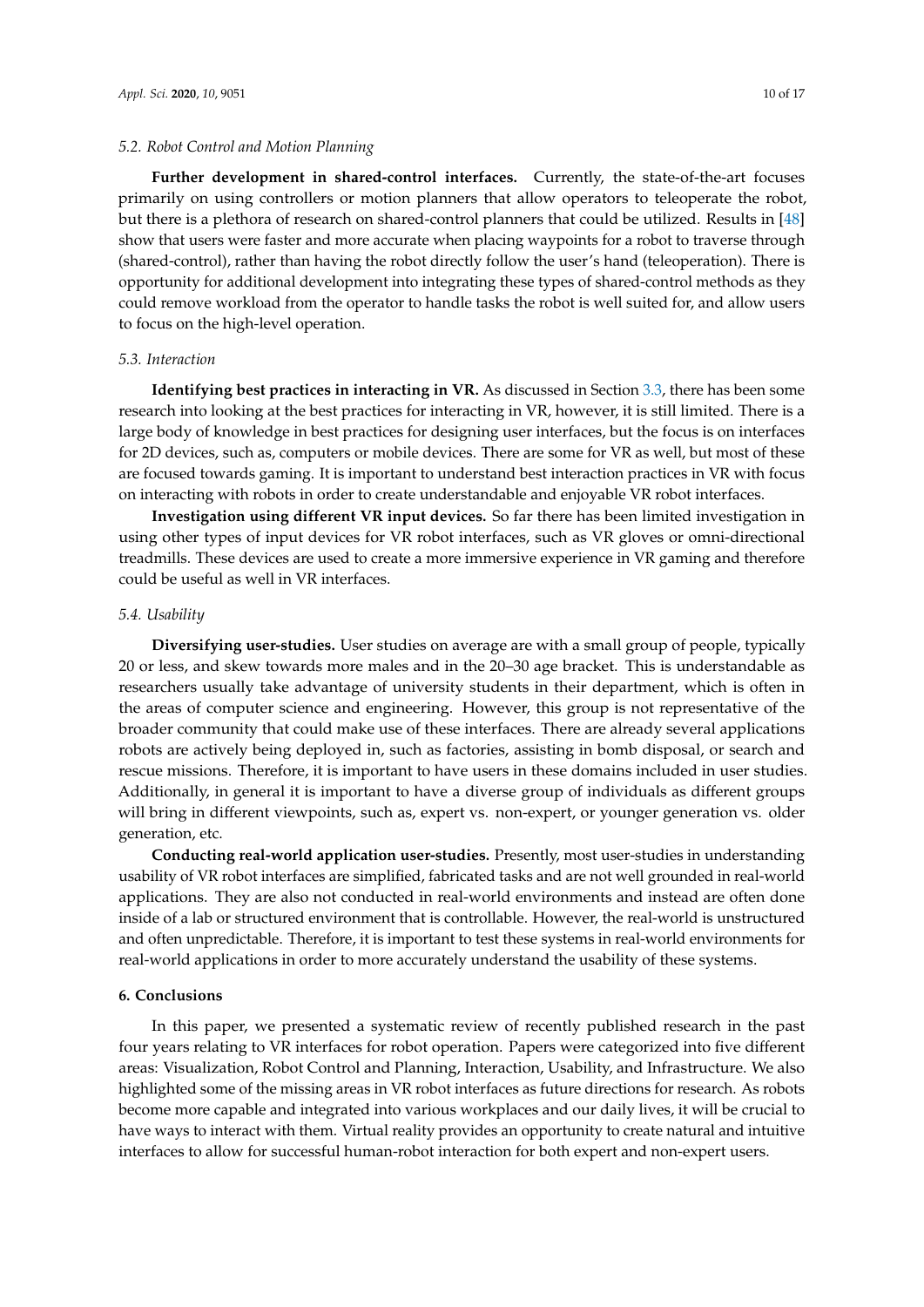### 5.2. Robot Control and Motion Planning

**Further development in shared-control interfaces.** Currently, the state-of-the-art focuses primarily on using controllers or motion planners that allow operators to teleoperate the robot, but there is a plethora of research on shared-control planners that could be utilized. Results in [48] show that users were faster and more accurate when placing waypoints for a robot to traverse through (shared-control), rather than having the robot directly follow the user's hand (teleoperation). There is opportunity for additional development into integrating these types of shared-control methods as they could remove workload from the operator to handle tasks the robot is well suited for, and allow users to focus on the high-level operation.

### 5.3. Interaction

**Identifying best practices in interacting in VR.** As discussed in Section 3.3, there has been some research into looking at the best practices for interacting in VR, however, it is still limited. There is a large body of knowledge in best practices for designing user interfaces, but the focus is on interfaces for 2D devices, such as, computers or mobile devices. There are some for VR as well, but most of these are focused towards gaming. It is important to understand best interaction practices in VR with focus on interacting with robots in order to create understandable and enjoyable VR robot interfaces.

**Investigation using different VR input devices.** So far there has been limited investigation in using other types of input devices for VR robot interfaces, such as VR gloves or omni-directional treadmills. These devices are used to create a more immersive experience in VR gaming and therefore could be useful as well in VR interfaces.

### 5.4. Usability

**Diversifying user-studies.** User studies on average are with a small group of people, typically 20 or less, and skew towards more males and in the 20–30 age bracket. This is understandable as researchers usually take advantage of university students in their department, which is often in the areas of computer science and engineering. However, this group is not representative of the broader community that could make use of these interfaces. There are already several applications robots are actively being deployed in, such as factories, assisting in bomb disposal, or search and rescue missions. Therefore, it is important to have users in these domains included in user studies. Additionally, in general it is important to have a diverse group of individuals as different groups will bring in different viewpoints, such as, expert vs. non-expert, or younger generation vs. older generation, etc.

**Conducting real-world application user-studies.** Presently, most user-studies in understanding usability of VR robot interfaces are simplified, fabricated tasks and are not well grounded in real-world applications. They are also not conducted in real-world environments and instead are often done inside of a lab or structured environment that is controllable. However, the real-world is unstructured and often unpredictable. Therefore, it is important to test these systems in real-world environments for real-world applications in order to more accurately understand the usability of these systems.

## 6. Conclusions

In this paper, we presented a systematic review of recently published research in the past four years relating to VR interfaces for robot operation. Papers were categorized into five different areas: Visualization, Robot Control and Planning, Interaction, Usability, and Infrastructure. We also highlighted some of the missing areas in VR robot interfaces as future directions for research. As robots become more capable and integrated into various workplaces and our daily lives, it will be crucial to have ways to interact with them. Virtual reality provides an opportunity to create natural and intuitive interfaces to allow for successful human-robot interaction for both expert and non-expert users.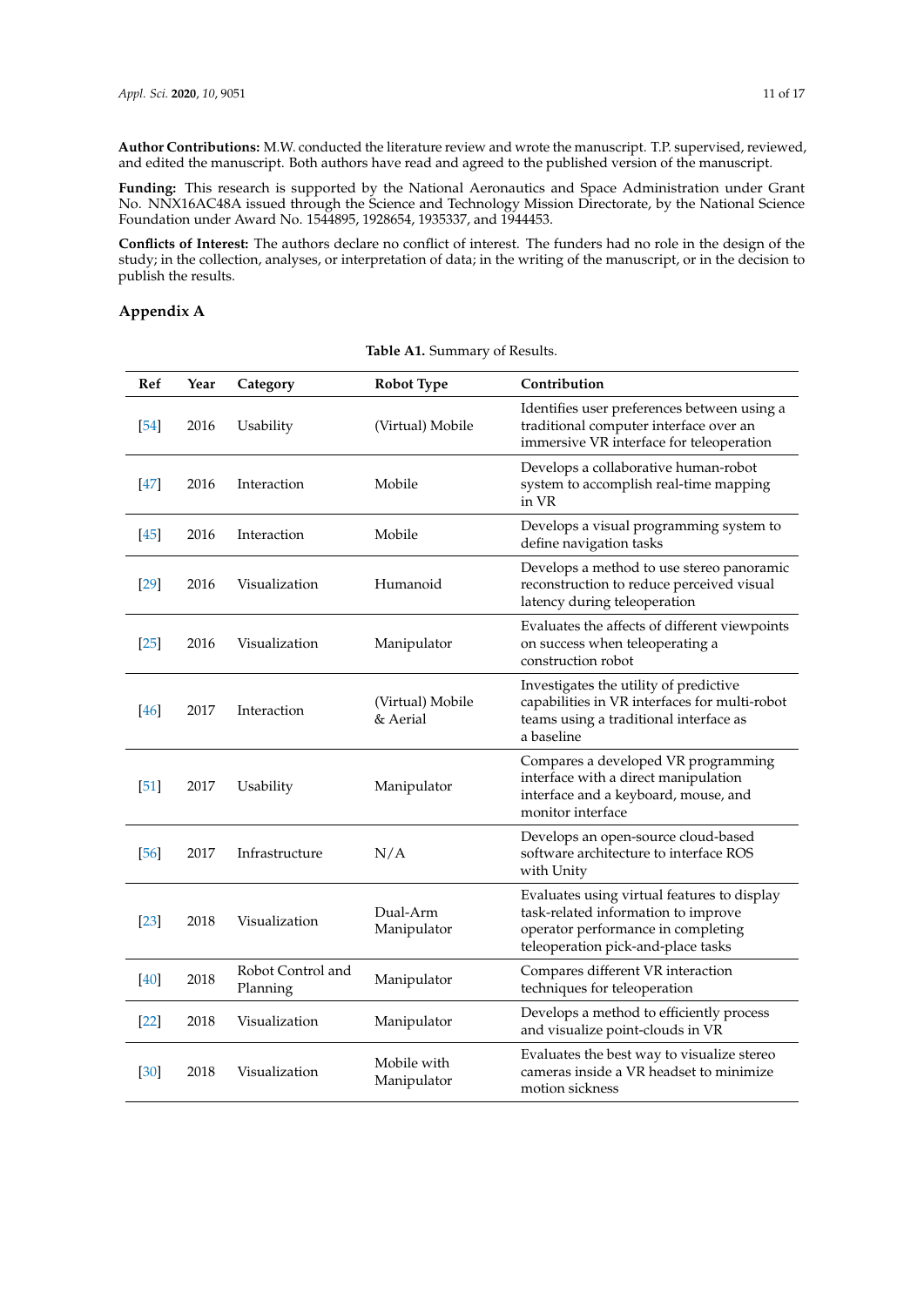**Author Contributions:** M.W. conducted the literature review and wrote the manuscript. T.P. supervised, reviewed, and edited the manuscript. Both authors have read and agreed to the published version of the manuscript.

**Funding:** This research is supported by the National Aeronautics and Space Administration under Grant No. NNX16AC48A issued through the Science and Technology Mission Directorate, by the National Science Foundation under Award No. 1544895, 1928654, 1935337, and 1944453.

**Conflicts of Interest:** The authors declare no conflict of interest. The funders had no role in the design of the study; in the collection, analyses, or interpretation of data; in the writing of the manuscript, or in the decision to publish the results.

## Appendix A

**Table A1.** Summary of Results.

| Ref | Year | Category | Robot Type | Contribution |
|---|---|---|---|---|
| [54] | 2016 | Usability | (Virtual) Mobile | Identifies user preferences between using a traditional computer interface over an immersive VR interface for teleoperation |
| [47] | 2016 | Interaction | Mobile | Develops a collaborative human-robot system to accomplish real-time mapping in VR |
| [45] | 2016 | Interaction | Mobile | Develops a visual programming system to define navigation tasks |
| [29] | 2016 | Visualization | Humanoid | Develops a method to use stereo panoramic reconstruction to reduce perceived visual latency during teleoperation |
| [25] | 2016 | Visualization | Manipulator | Evaluates the affects of different viewpoints on success when teleoperating a construction robot |
| [46] | 2017 | Interaction | (Virtual) Mobile & Aerial | Investigates the utility of predictive capabilities in VR interfaces for multi-robot teams using a traditional interface as a baseline |
| [51] | 2017 | Usability | Manipulator | Compares a developed VR programming interface with a direct manipulation interface and a keyboard, mouse, and monitor interface |
| [56] | 2017 | Infrastructure | N/A | Develops an open-source cloud-based software architecture to interface ROS with Unity |
| [23] | 2018 | Visualization | Dual-Arm Manipulator | Evaluates using virtual features to display task-related information to improve operator performance in completing teleoperation pick-and-place tasks |
| [40] | 2018 | Robot Control and Planning | Manipulator | Compares different VR interaction techniques for teleoperation |
| [22] | 2018 | Visualization | Manipulator | Develops a method to efficiently process and visualize point-clouds in VR |
| [30] | 2018 | Visualization | Mobile with Manipulator | Evaluates the best way to visualize stereo cameras inside a VR headset to minimize motion sickness |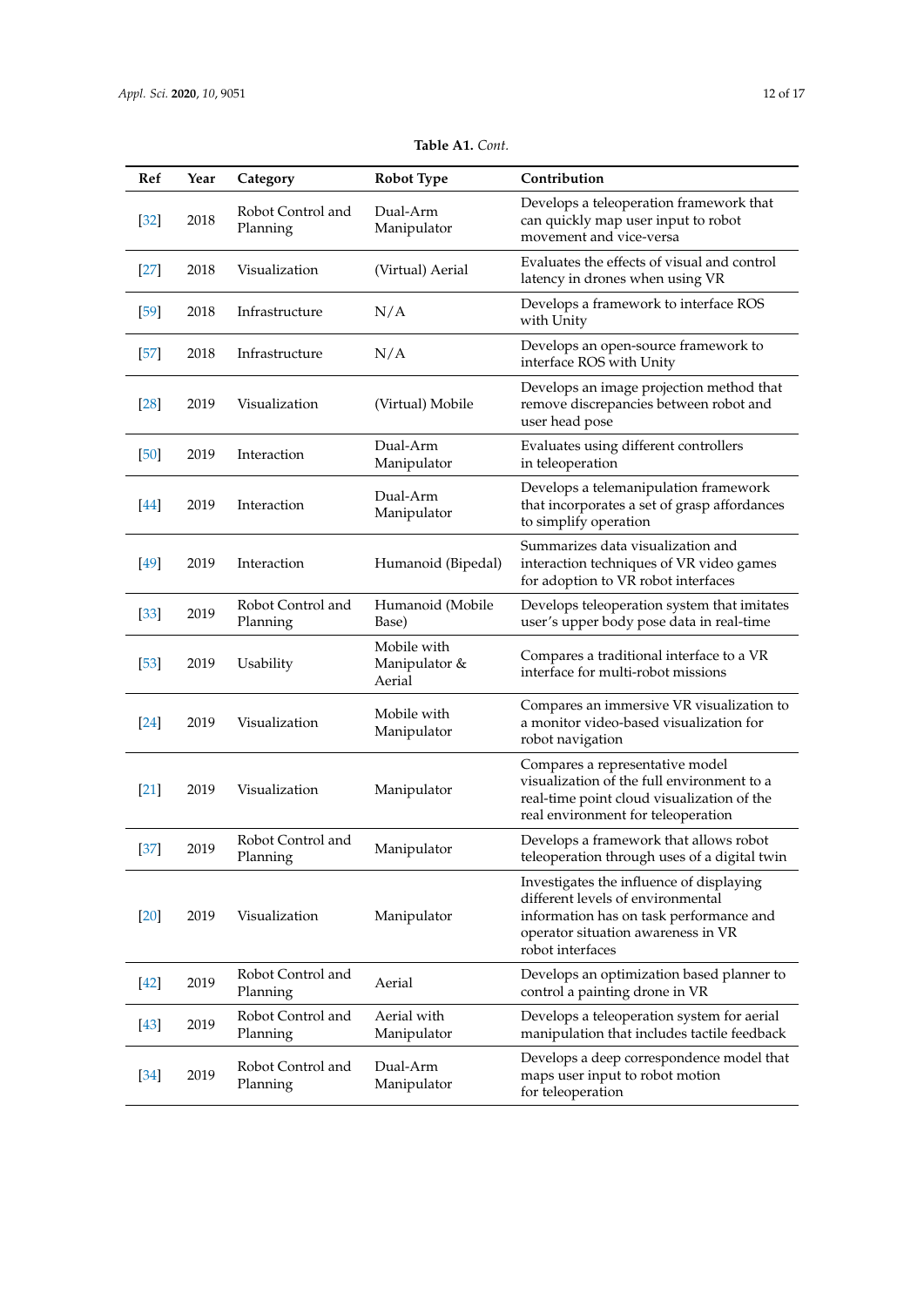**Table A1.** *Cont.*

| Ref | Year | Category | Robot Type | Contribution |
|---|---|---|---|---|
| [32] | 2018 | Robot Control and Planning | Dual-Arm Manipulator | Develops a teleoperation framework that can quickly map user input to robot movement and vice-versa |
| [27] | 2018 | Visualization | (Virtual) Aerial | Evaluates the effects of visual and control latency in drones when using VR |
| [59] | 2018 | Infrastructure | N/A | Develops a framework to interface ROS with Unity |
| [57] | 2018 | Infrastructure | N/A | Develops an open-source framework to interface ROS with Unity |
| [28] | 2019 | Visualization | (Virtual) Mobile | Develops an image projection method that remove discrepancies between robot and user head pose |
| [50] | 2019 | Interaction | Dual-Arm Manipulator | Evaluates using different controllers in teleoperation |
| [44] | 2019 | Interaction | Dual-Arm Manipulator | Develops a telemanipulation framework that incorporates a set of grasp affordances to simplify operation |
| [49] | 2019 | Interaction | Humanoid (Bipedal) | Summarizes data visualization and interaction techniques of VR video games for adoption to VR robot interfaces |
| [33] | 2019 | Robot Control and Planning | Humanoid (Mobile Base) | Develops teleoperation system that imitates user's upper body pose data in real-time |
| [53] | 2019 | Usability | Mobile with Manipulator & Aerial | Compares a traditional interface to a VR interface for multi-robot missions |
| [24] | 2019 | Visualization | Mobile with Manipulator | Compares an immersive VR visualization to a monitor video-based visualization for robot navigation |
| [21] | 2019 | Visualization | Manipulator | Compares a representative model visualization of the full environment to a real-time point cloud visualization of the real environment for teleoperation |
| [37] | 2019 | Robot Control and Planning | Manipulator | Develops a framework that allows robot teleoperation through uses of a digital twin |
| [20] | 2019 | Visualization | Manipulator | Investigates the influence of displaying different levels of environmental information has on task performance and operator situation awareness in VR robot interfaces |
| [42] | 2019 | Robot Control and Planning | Aerial | Develops an optimization based planner to control a painting drone in VR |
| [43] | 2019 | Robot Control and Planning | Aerial with Manipulator | Develops a teleoperation system for aerial manipulation that includes tactile feedback |
| [34] | 2019 | Robot Control and Planning | Dual-Arm Manipulator | Develops a deep correspondence model that maps user input to robot motion for teleoperation |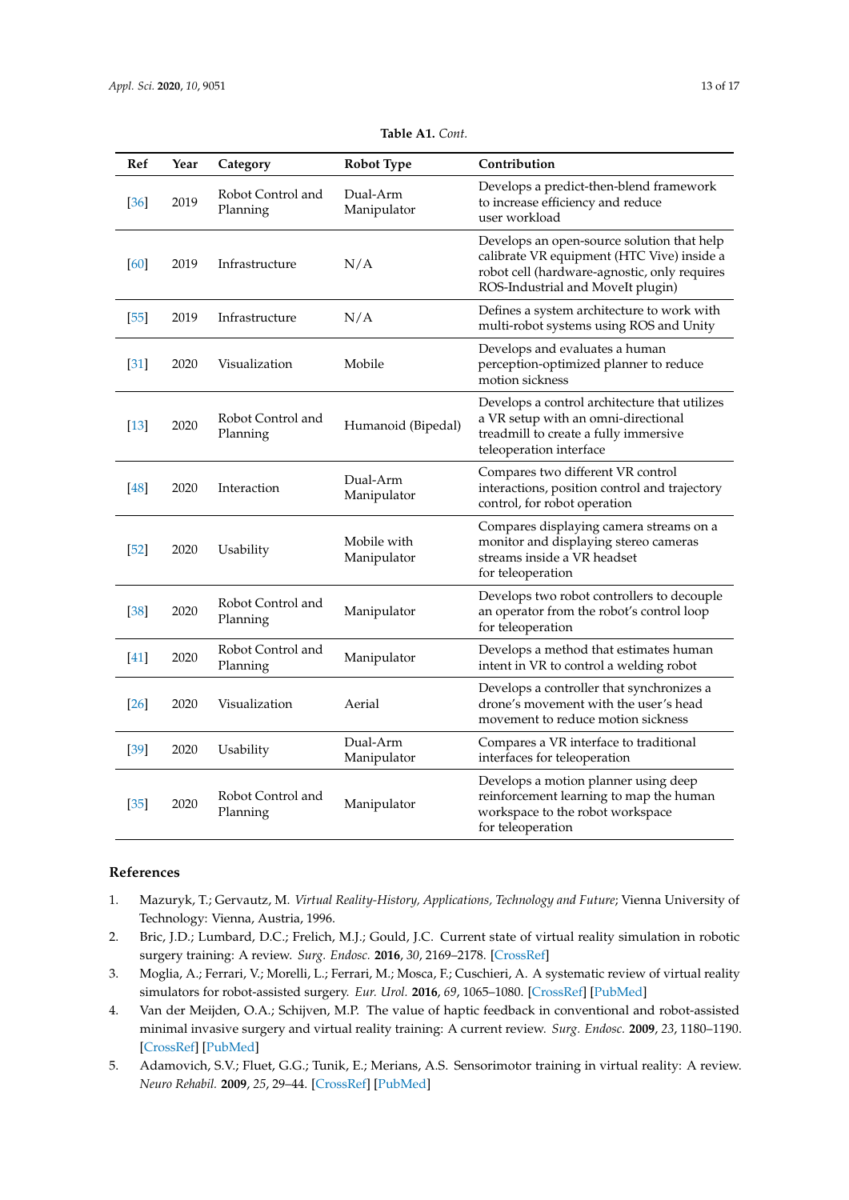**Table A1.** *Cont.*

| Ref | Year | Category | Robot Type | Contribution |
| --- | --- | --- | --- | --- |
| [36] | 2019 | Robot Control and Planning | Dual-Arm Manipulator | Develops a predict-then-blend framework to increase efficiency and reduce user workload |
| [60] | 2019 | Infrastructure | N/A | Develops an open-source solution that help calibrate VR equipment (HTC Vive) inside a robot cell (hardware-agnostic, only requires ROS-Industrial and MoveIt plugin) |
| [55] | 2019 | Infrastructure | N/A | Defines a system architecture to work with multi-robot systems using ROS and Unity |
| [31] | 2020 | Visualization | Mobile | Develops and evaluates a human perception-optimized planner to reduce motion sickness |
| [13] | 2020 | Robot Control and Planning | Humanoid (Bipedal) | Develops a control architecture that utilizes a VR setup with an omni-directional treadmill to create a fully immersive teleoperation interface |
| [48] | 2020 | Interaction | Dual-Arm Manipulator | Compares two different VR control interactions, position control and trajectory control, for robot operation |
| [52] | 2020 | Usability | Mobile with Manipulator | Compares displaying camera streams on a monitor and displaying stereo cameras streams inside a VR headset for teleoperation |
| [38] | 2020 | Robot Control and Planning | Manipulator | Develops two robot controllers to decouple an operator from the robot's control loop for teleoperation |
| [41] | 2020 | Robot Control and Planning | Manipulator | Develops a method that estimates human intent in VR to control a welding robot |
| [26] | 2020 | Visualization | Aerial | Develops a controller that synchronizes a drone's movement with the user's head movement to reduce motion sickness |
| [39] | 2020 | Usability | Dual-Arm Manipulator | Compares a VR interface to traditional interfaces for teleoperation |
| [35] | 2020 | Robot Control and Planning | Manipulator | Develops a motion planner using deep reinforcement learning to map the human workspace to the robot workspace for teleoperation |

## References

1. Mazuryk, T.; Gervautz, M. *Virtual Reality-History, Applications, Technology and Future*; Vienna University of Technology: Vienna, Austria, 1996.
2. Bric, J.D.; Lumbard, D.C.; Frelich, M.J.; Gould, J.C. Current state of virtual reality simulation in robotic surgery training: A review. *Surg. Endosc.* **2016**, *30*, 2169–2178. [CrossRef]
3. Moglia, A.; Ferrari, V.; Morelli, L.; Ferrari, M.; Mosca, F.; Cuschieri, A. A systematic review of virtual reality simulators for robot-assisted surgery. *Eur. Urol.* **2016**, *69*, 1065–1080. [CrossRef] [PubMed]
4. Van der Meijden, O.A.; Schijven, M.P. The value of haptic feedback in conventional and robot-assisted minimal invasive surgery and virtual reality training: A current review. *Surg. Endosc.* **2009**, *23*, 1180–1190. [CrossRef] [PubMed]
5. Adamovich, S.V.; Fluet, G.G.; Tunik, E.; Merians, A.S. Sensorimotor training in virtual reality: A review. *Neuro Rehabil.* **2009**, *25*, 29–44. [CrossRef] [PubMed]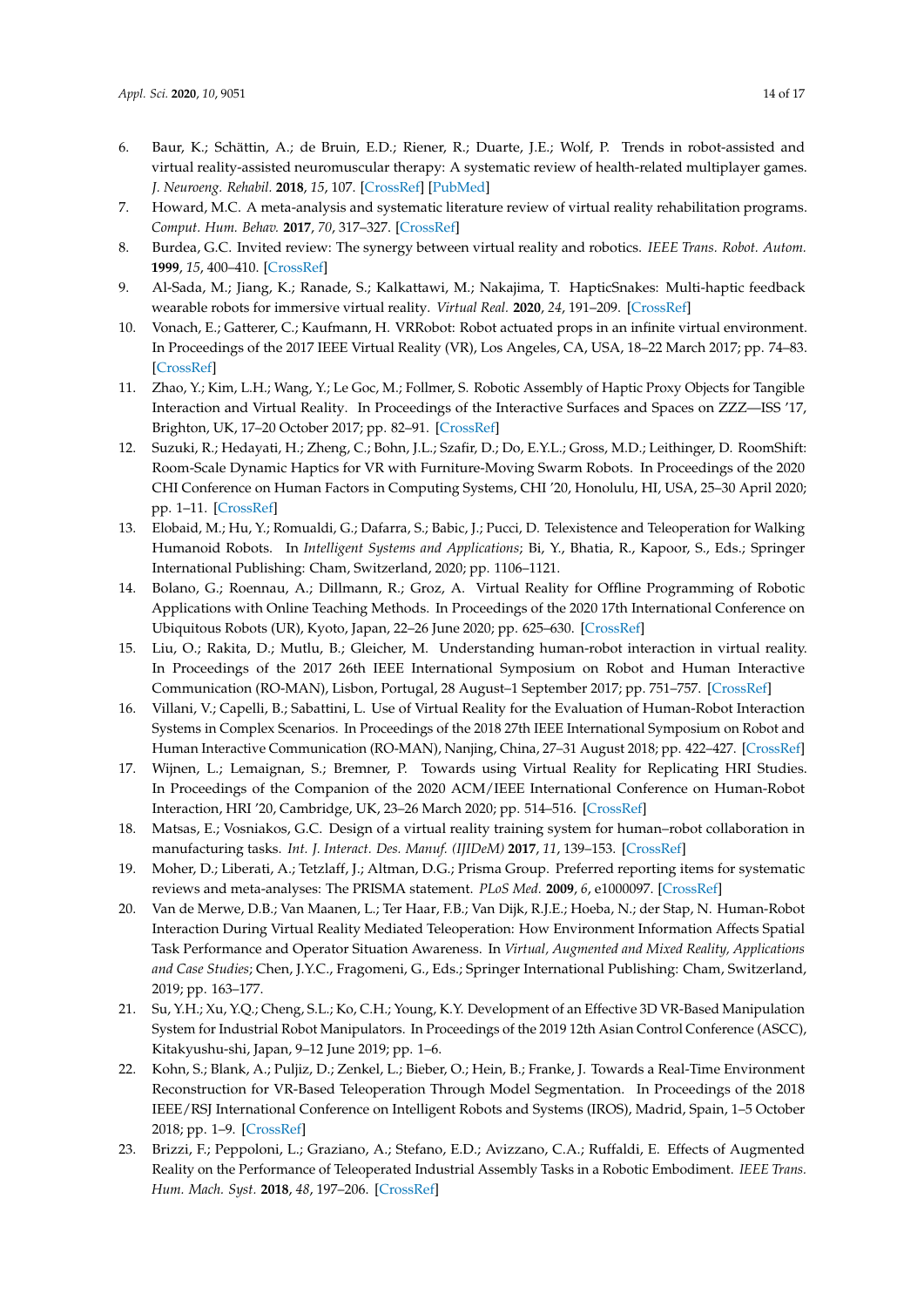6. Baur, K.; Schättin, A.; de Bruin, E.D.; Riener, R.; Duarte, J.E.; Wolf, P. Trends in robot-assisted and virtual reality-assisted neuromuscular therapy: A systematic review of health-related multiplayer games. *J. Neuroeng. Rehabil.* **2018**, *15*, 107. [CrossRef] [PubMed]
7. Howard, M.C. A meta-analysis and systematic literature review of virtual reality rehabilitation programs. *Comput. Hum. Behav.* **2017**, *70*, 317–327. [CrossRef]
8. Burdea, G.C. Invited review: The synergy between virtual reality and robotics. *IEEE Trans. Robot. Autom.* **1999**, *15*, 400–410. [CrossRef]
9. Al-Sada, M.; Jiang, K.; Ranade, S.; Kalkattawi, M.; Nakajima, T. HapticSnakes: Multi-haptic feedback wearable robots for immersive virtual reality. *Virtual Real.* **2020**, *24*, 191–209. [CrossRef]
10. Vonach, E.; Gatterer, C.; Kaufmann, H. VRRobot: Robot actuated props in an infinite virtual environment. In Proceedings of the 2017 IEEE Virtual Reality (VR), Los Angeles, CA, USA, 18–22 March 2017; pp. 74–83. [CrossRef]
11. Zhao, Y.; Kim, L.H.; Wang, Y.; Le Goc, M.; Follmer, S. Robotic Assembly of Haptic Proxy Objects for Tangible Interaction and Virtual Reality. In Proceedings of the Interactive Surfaces and Spaces on ZZZ—ISS '17, Brighton, UK, 17–20 October 2017; pp. 82–91. [CrossRef]
12. Suzuki, R.; Hedayati, H.; Zheng, C.; Bohn, J.L.; Szafir, D.; Do, E.Y.L.; Gross, M.D.; Leithinger, D. RoomShift: Room-Scale Dynamic Haptics for VR with Furniture-Moving Swarm Robots. In Proceedings of the 2020 CHI Conference on Human Factors in Computing Systems, CHI '20, Honolulu, HI, USA, 25–30 April 2020; pp. 1–11. [CrossRef]
13. Elobaid, M.; Hu, Y.; Romualdi, G.; Dafarra, S.; Babic, J.; Pucci, D. Telexistence and Teleoperation for Walking Humanoid Robots. In *Intelligent Systems and Applications*; Bi, Y., Bhatia, R., Kapoor, S., Eds.; Springer International Publishing: Cham, Switzerland, 2020; pp. 1106–1121.
14. Bolano, G.; Roennau, A.; Dillmann, R.; Groz, A. Virtual Reality for Offline Programming of Robotic Applications with Online Teaching Methods. In Proceedings of the 2020 17th International Conference on Ubiquitous Robots (UR), Kyoto, Japan, 22–26 June 2020; pp. 625–630. [CrossRef]
15. Liu, O.; Rakita, D.; Mutlu, B.; Gleicher, M. Understanding human-robot interaction in virtual reality. In Proceedings of the 2017 26th IEEE International Symposium on Robot and Human Interactive Communication (RO-MAN), Lisbon, Portugal, 28 August–1 September 2017; pp. 751–757. [CrossRef]
16. Villani, V.; Capelli, B.; Sabattini, L. Use of Virtual Reality for the Evaluation of Human-Robot Interaction Systems in Complex Scenarios. In Proceedings of the 2018 27th IEEE International Symposium on Robot and Human Interactive Communication (RO-MAN), Nanjing, China, 27–31 August 2018; pp. 422–427. [CrossRef]
17. Wijnen, L.; Lemaignan, S.; Bremner, P. Towards using Virtual Reality for Replicating HRI Studies. In Proceedings of the Companion of the 2020 ACM/IEEE International Conference on Human-Robot Interaction, HRI '20, Cambridge, UK, 23–26 March 2020; pp. 514–516. [CrossRef]
18. Matsas, E.; Vosniakos, G.C. Design of a virtual reality training system for human–robot collaboration in manufacturing tasks. *Int. J. Interact. Des. Manuf. (IJIDeM)* **2017**, *11*, 139–153. [CrossRef]
19. Moher, D.; Liberati, A.; Tetzlaff, J.; Altman, D.G.; Prisma Group. Preferred reporting items for systematic reviews and meta-analyses: The PRISMA statement. *PLoS Med.* **2009**, *6*, e1000097. [CrossRef]
20. Van de Merwe, D.B.; Van Maanen, L.; Ter Haar, F.B.; Van Dijk, R.J.E.; Hoeba, N.; der Stap, N. Human-Robot Interaction During Virtual Reality Mediated Teleoperation: How Environment Information Affects Spatial Task Performance and Operator Situation Awareness. In *Virtual, Augmented and Mixed Reality, Applications and Case Studies*; Chen, J.Y.C., Fragomeni, G., Eds.; Springer International Publishing: Cham, Switzerland, 2019; pp. 163–177.
21. Su, Y.H.; Xu, Y.Q.; Cheng, S.L.; Ko, C.H.; Young, K.Y. Development of an Effective 3D VR-Based Manipulation System for Industrial Robot Manipulators. In Proceedings of the 2019 12th Asian Control Conference (ASCC), Kitakyushu-shi, Japan, 9–12 June 2019; pp. 1–6.
22. Kohn, S.; Blank, A.; Puljiz, D.; Zenkel, L.; Bieber, O.; Hein, B.; Franke, J. Towards a Real-Time Environment Reconstruction for VR-Based Teleoperation Through Model Segmentation. In Proceedings of the 2018 IEEE/RSJ International Conference on Intelligent Robots and Systems (IROS), Madrid, Spain, 1–5 October 2018; pp. 1–9. [CrossRef]
23. Brizzi, F.; Peppoloni, L.; Graziano, A.; Stefano, E.D.; Avizzano, C.A.; Ruffaldi, E. Effects of Augmented Reality on the Performance of Teleoperated Industrial Assembly Tasks in a Robotic Embodiment. *IEEE Trans. Hum. Mach. Syst.* **2018**, *48*, 197–206. [CrossRef]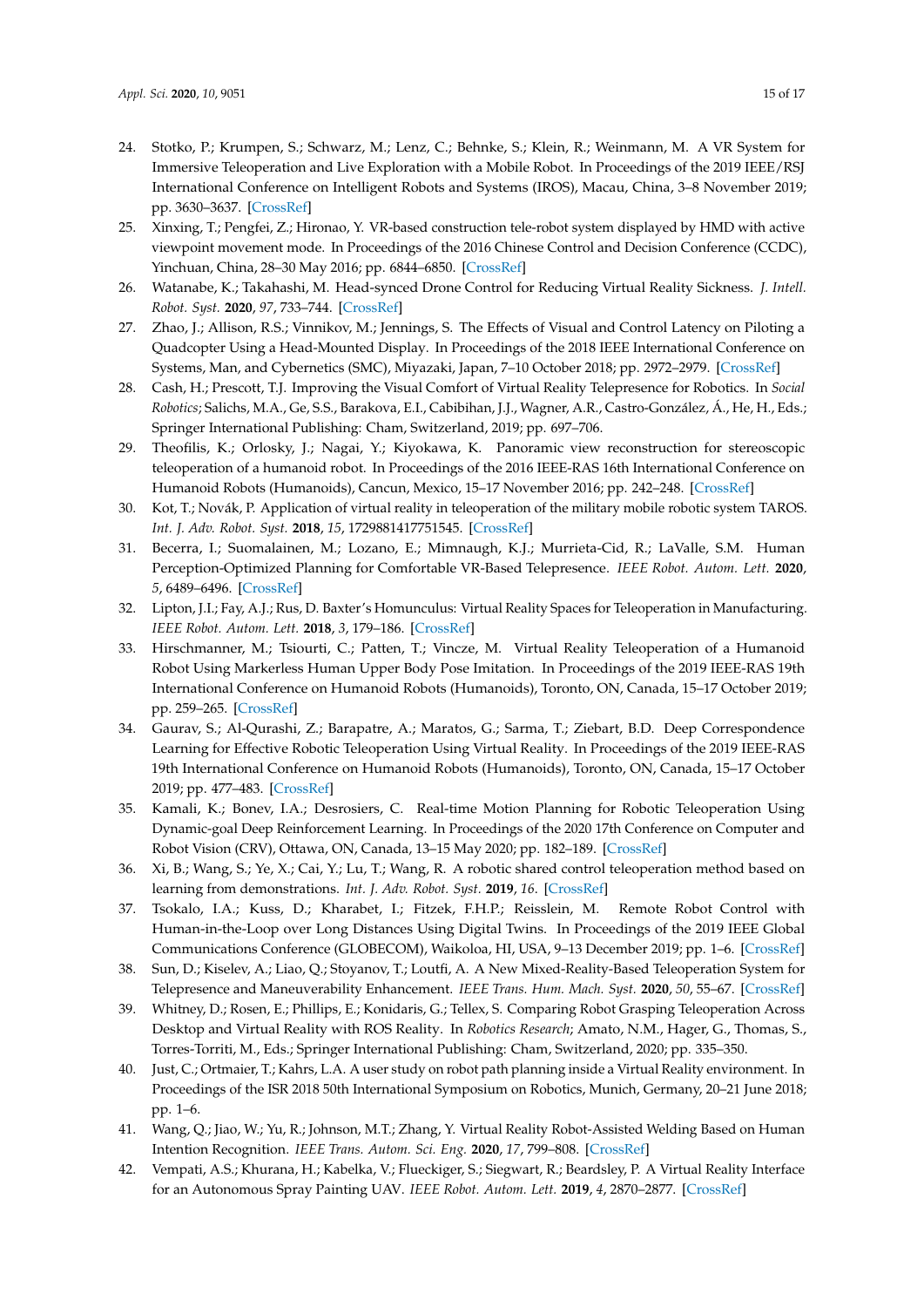24. Stotko, P.; Krumpen, S.; Schwarz, M.; Lenz, C.; Behnke, S.; Klein, R.; Weinmann, M. A VR System for Immersive Teleoperation and Live Exploration with a Mobile Robot. In Proceedings of the 2019 IEEE/RSJ International Conference on Intelligent Robots and Systems (IROS), Macau, China, 3–8 November 2019; pp. 3630–3637. [CrossRef]
25. Xinxing, T.; Pengfei, Z.; Hironao, Y. VR-based construction tele-robot system displayed by HMD with active viewpoint movement mode. In Proceedings of the 2016 Chinese Control and Decision Conference (CCDC), Yinchuan, China, 28–30 May 2016; pp. 6844–6850. [CrossRef]
26. Watanabe, K.; Takahashi, M. Head-synced Drone Control for Reducing Virtual Reality Sickness. *J. Intell. Robot. Syst.* **2020**, *97*, 733–744. [CrossRef]
27. Zhao, J.; Allison, R.S.; Vinnikov, M.; Jennings, S. The Effects of Visual and Control Latency on Piloting a Quadcopter Using a Head-Mounted Display. In Proceedings of the 2018 IEEE International Conference on Systems, Man, and Cybernetics (SMC), Miyazaki, Japan, 7–10 October 2018; pp. 2972–2979. [CrossRef]
28. Cash, H.; Prescott, T.J. Improving the Visual Comfort of Virtual Reality Telepresence for Robotics. In *Social Robotics*; Salichs, M.A., Ge, S.S., Barakova, E.I., Cabibihan, J.J., Wagner, A.R., Castro-González, Á., He, H., Eds.; Springer International Publishing: Cham, Switzerland, 2019; pp. 697–706.
29. Theofilis, K.; Orlosky, J.; Nagai, Y.; Kiyokawa, K. Panoramic view reconstruction for stereoscopic teleoperation of a humanoid robot. In Proceedings of the 2016 IEEE-RAS 16th International Conference on Humanoid Robots (Humanoids), Cancun, Mexico, 15–17 November 2016; pp. 242–248. [CrossRef]
30. Kot, T.; Novák, P. Application of virtual reality in teleoperation of the military mobile robotic system TAROS. *Int. J. Adv. Robot. Syst.* **2018**, *15*, 1729881417751545. [CrossRef]
31. Becerra, I.; Suomalainen, M.; Lozano, E.; Mimnaugh, K.J.; Murrieta-Cid, R.; LaValle, S.M. Human Perception-Optimized Planning for Comfortable VR-Based Telepresence. *IEEE Robot. Autom. Lett.* **2020**, *5*, 6489–6496. [CrossRef]
32. Lipton, J.I.; Fay, A.J.; Rus, D. Baxter's Homunculus: Virtual Reality Spaces for Teleoperation in Manufacturing. *IEEE Robot. Autom. Lett.* **2018**, *3*, 179–186. [CrossRef]
33. Hirschmanner, M.; Tsiourti, C.; Patten, T.; Vincze, M. Virtual Reality Teleoperation of a Humanoid Robot Using Markerless Human Upper Body Pose Imitation. In Proceedings of the 2019 IEEE-RAS 19th International Conference on Humanoid Robots (Humanoids), Toronto, ON, Canada, 15–17 October 2019; pp. 259–265. [CrossRef]
34. Gaurav, S.; Al-Qurashi, Z.; Barapatre, A.; Maratos, G.; Sarma, T.; Ziebart, B.D. Deep Correspondence Learning for Effective Robotic Teleoperation Using Virtual Reality. In Proceedings of the 2019 IEEE-RAS 19th International Conference on Humanoid Robots (Humanoids), Toronto, ON, Canada, 15–17 October 2019; pp. 477–483. [CrossRef]
35. Kamali, K.; Bonev, I.A.; Desrosiers, C. Real-time Motion Planning for Robotic Teleoperation Using Dynamic-goal Deep Reinforcement Learning. In Proceedings of the 2020 17th Conference on Computer and Robot Vision (CRV), Ottawa, ON, Canada, 13–15 May 2020; pp. 182–189. [CrossRef]
36. Xi, B.; Wang, S.; Ye, X.; Cai, Y.; Lu, T.; Wang, R. A robotic shared control teleoperation method based on learning from demonstrations. *Int. J. Adv. Robot. Syst.* **2019**, *16*. [CrossRef]
37. Tsokalo, I.A.; Kuss, D.; Kharabet, I.; Fitzek, F.H.P.; Reisslein, M. Remote Robot Control with Human-in-the-Loop over Long Distances Using Digital Twins. In Proceedings of the 2019 IEEE Global Communications Conference (GLOBECOM), Waikoloa, HI, USA, 9–13 December 2019; pp. 1–6. [CrossRef]
38. Sun, D.; Kiselev, A.; Liao, Q.; Stoyanov, T.; Loutfi, A. A New Mixed-Reality-Based Teleoperation System for Telepresence and Maneuverability Enhancement. *IEEE Trans. Hum. Mach. Syst.* **2020**, *50*, 55–67. [CrossRef]
39. Whitney, D.; Rosen, E.; Phillips, E.; Konidaris, G.; Tellex, S. Comparing Robot Grasping Teleoperation Across Desktop and Virtual Reality with ROS Reality. In *Robotics Research*; Amato, N.M., Hager, G., Thomas, S., Torres-Torriti, M., Eds.; Springer International Publishing: Cham, Switzerland, 2020; pp. 335–350.
40. Just, C.; Ortmaier, T.; Kahrs, L.A. A user study on robot path planning inside a Virtual Reality environment. In Proceedings of the ISR 2018 50th International Symposium on Robotics, Munich, Germany, 20–21 June 2018; pp. 1–6.
41. Wang, Q.; Jiao, W.; Yu, R.; Johnson, M.T.; Zhang, Y. Virtual Reality Robot-Assisted Welding Based on Human Intention Recognition. *IEEE Trans. Autom. Sci. Eng.* **2020**, *17*, 799–808. [CrossRef]
42. Vempati, A.S.; Khurana, H.; Kabelka, V.; Flueckiger, S.; Siegwart, R.; Beardsley, P. A Virtual Reality Interface for an Autonomous Spray Painting UAV. *IEEE Robot. Autom. Lett.* **2019**, *4*, 2870–2877. [CrossRef]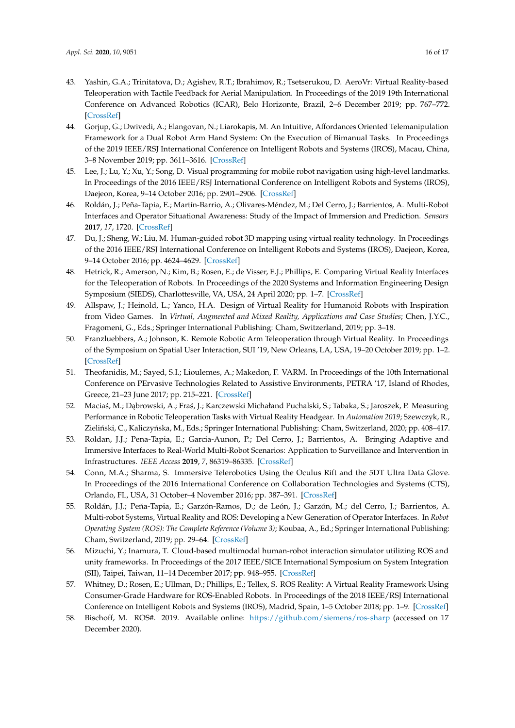43. Yashin, G.A.; Trinitatova, D.; Agishev, R.T.; Ibrahimov, R.; Tsetserukou, D. AeroVr: Virtual Reality-based Teleoperation with Tactile Feedback for Aerial Manipulation. In Proceedings of the 2019 19th International Conference on Advanced Robotics (ICAR), Belo Horizonte, Brazil, 2–6 December 2019; pp. 767–772. [CrossRef]
44. Gorjup, G.; Dwivedi, A.; Elangovan, N.; Liarokapis, M. An Intuitive, Affordances Oriented Telemanipulation Framework for a Dual Robot Arm Hand System: On the Execution of Bimanual Tasks. In Proceedings of the 2019 IEEE/RSJ International Conference on Intelligent Robots and Systems (IROS), Macau, China, 3–8 November 2019; pp. 3611–3616. [CrossRef]
45. Lee, J.; Lu, Y.; Xu, Y.; Song, D. Visual programming for mobile robot navigation using high-level landmarks. In Proceedings of the 2016 IEEE/RSJ International Conference on Intelligent Robots and Systems (IROS), Daejeon, Korea, 9–14 October 2016; pp. 2901–2906. [CrossRef]
46. Roldán, J.; Peña-Tapia, E.; Martín-Barrio, A.; Olivares-Méndez, M.; Del Cerro, J.; Barrientos, A. Multi-Robot Interfaces and Operator Situational Awareness: Study of the Impact of Immersion and Prediction. *Sensors* **2017**, *17*, 1720. [CrossRef]
47. Du, J.; Sheng, W.; Liu, M. Human-guided robot 3D mapping using virtual reality technology. In Proceedings of the 2016 IEEE/RSJ International Conference on Intelligent Robots and Systems (IROS), Daejeon, Korea, 9–14 October 2016; pp. 4624–4629. [CrossRef]
48. Hetrick, R.; Amerson, N.; Kim, B.; Rosen, E.; de Visser, E.J.; Phillips, E. Comparing Virtual Reality Interfaces for the Teleoperation of Robots. In Proceedings of the 2020 Systems and Information Engineering Design Symposium (SIEDS), Charlottesville, VA, USA, 24 April 2020; pp. 1–7. [CrossRef]
49. Allspaw, J.; Heinold, L.; Yanco, H.A. Design of Virtual Reality for Humanoid Robots with Inspiration from Video Games. In *Virtual, Augmented and Mixed Reality, Applications and Case Studies*; Chen, J.Y.C., Fragomeni, G., Eds.; Springer International Publishing: Cham, Switzerland, 2019; pp. 3–18.
50. Franzluebbers, A.; Johnson, K. Remote Robotic Arm Teleoperation through Virtual Reality. In Proceedings of the Symposium on Spatial User Interaction, SUI '19, New Orleans, LA, USA, 19–20 October 2019; pp. 1–2. [CrossRef]
51. Theofanidis, M.; Sayed, S.I.; Lioulemes, A.; Makedon, F. VARM. In Proceedings of the 10th International Conference on PErvasive Technologies Related to Assistive Environments, PETRA '17, Island of Rhodes, Greece, 21–23 June 2017; pp. 215–221. [CrossRef]
52. Maciaś, M.; Dąbrowski, A.; Fraś, J.; Karczewski Michałand Puchalski, S.; Tabaka, S.; Jaroszek, P. Measuring Performance in Robotic Teleoperation Tasks with Virtual Reality Headgear. In *Automation 2019*; Szewczyk, R., Zieliński, C., Kaliczyńska, M., Eds.; Springer International Publishing: Cham, Switzerland, 2020; pp. 408–417.
53. Roldan, J.J.; Pena-Tapia, E.; Garcia-Aunon, P.; Del Cerro, J.; Barrientos, A. Bringing Adaptive and Immersive Interfaces to Real-World Multi-Robot Scenarios: Application to Surveillance and Intervention in Infrastructures. *IEEE Access* **2019**, *7*, 86319–86335. [CrossRef]
54. Conn, M.A.; Sharma, S. Immersive Telerobotics Using the Oculus Rift and the 5DT Ultra Data Glove. In Proceedings of the 2016 International Conference on Collaboration Technologies and Systems (CTS), Orlando, FL, USA, 31 October–4 November 2016; pp. 387–391. [CrossRef]
55. Roldán, J.J.; Peña-Tapia, E.; Garzón-Ramos, D.; de León, J.; Garzón, M.; del Cerro, J.; Barrientos, A. Multi-robot Systems, Virtual Reality and ROS: Developing a New Generation of Operator Interfaces. In *Robot Operating System (ROS): The Complete Reference (Volume 3)*; Koubaa, A., Ed.; Springer International Publishing: Cham, Switzerland, 2019; pp. 29–64. [CrossRef]
56. Mizuchi, Y.; Inamura, T. Cloud-based multimodal human-robot interaction simulator utilizing ROS and unity frameworks. In Proceedings of the 2017 IEEE/SICE International Symposium on System Integration (SII), Taipei, Taiwan, 11–14 December 2017; pp. 948–955. [CrossRef]
57. Whitney, D.; Rosen, E.; Ullman, D.; Phillips, E.; Tellex, S. ROS Reality: A Virtual Reality Framework Using Consumer-Grade Hardware for ROS-Enabled Robots. In Proceedings of the 2018 IEEE/RSJ International Conference on Intelligent Robots and Systems (IROS), Madrid, Spain, 1–5 October 2018; pp. 1–9. [CrossRef]
58. Bischoff, M. ROS#. 2019. Available online: https://github.com/siemens/ros-sharp (accessed on 17 December 2020).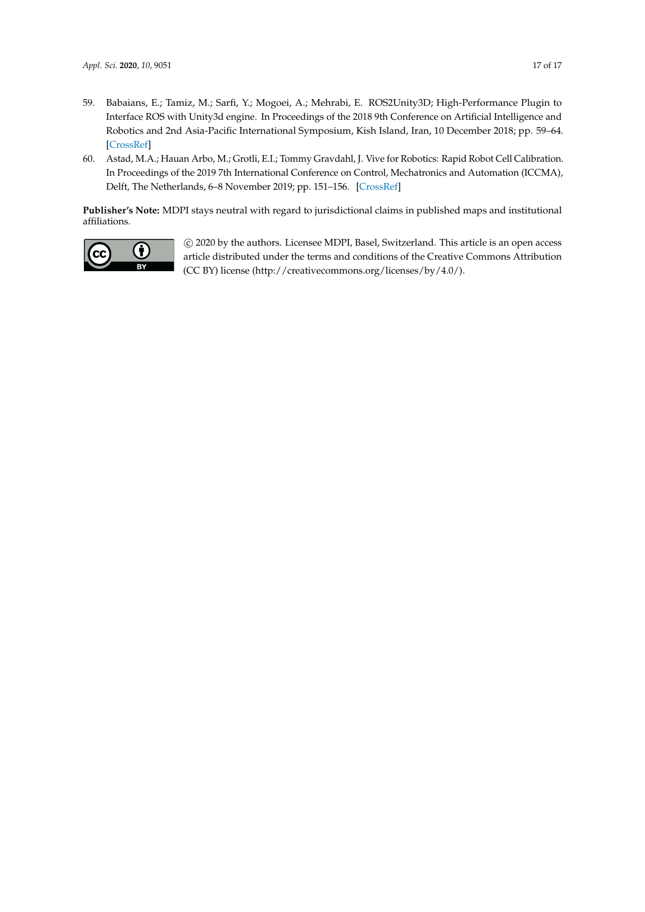59. Babaians, E.; Tamiz, M.; Sarfi, Y.; Mogoei, A.; Mehrabi, E. ROS2Unity3D; High-Performance Plugin to Interface ROS with Unity3d engine. In Proceedings of the 2018 9th Conference on Artificial Intelligence and Robotics and 2nd Asia-Pacific International Symposium, Kish Island, Iran, 10 December 2018; pp. 59–64. [CrossRef]
60. Astad, M.A.; Hauan Arbo, M.; Grotli, E.I.; Tommy Gravdahl, J. Vive for Robotics: Rapid Robot Cell Calibration. In Proceedings of the 2019 7th International Conference on Control, Mechatronics and Automation (ICCMA), Delft, The Netherlands, 6–8 November 2019; pp. 151–156. [CrossRef]

**Publisher's Note:** MDPI stays neutral with regard to jurisdictional claims in published maps and institutional affiliations.

© 2020 by the authors. Licensee MDPI, Basel, Switzerland. This article is an open access article distributed under the terms and conditions of the Creative Commons Attribution (CC BY) license (http://creativecommons.org/licenses/by/4.0/).